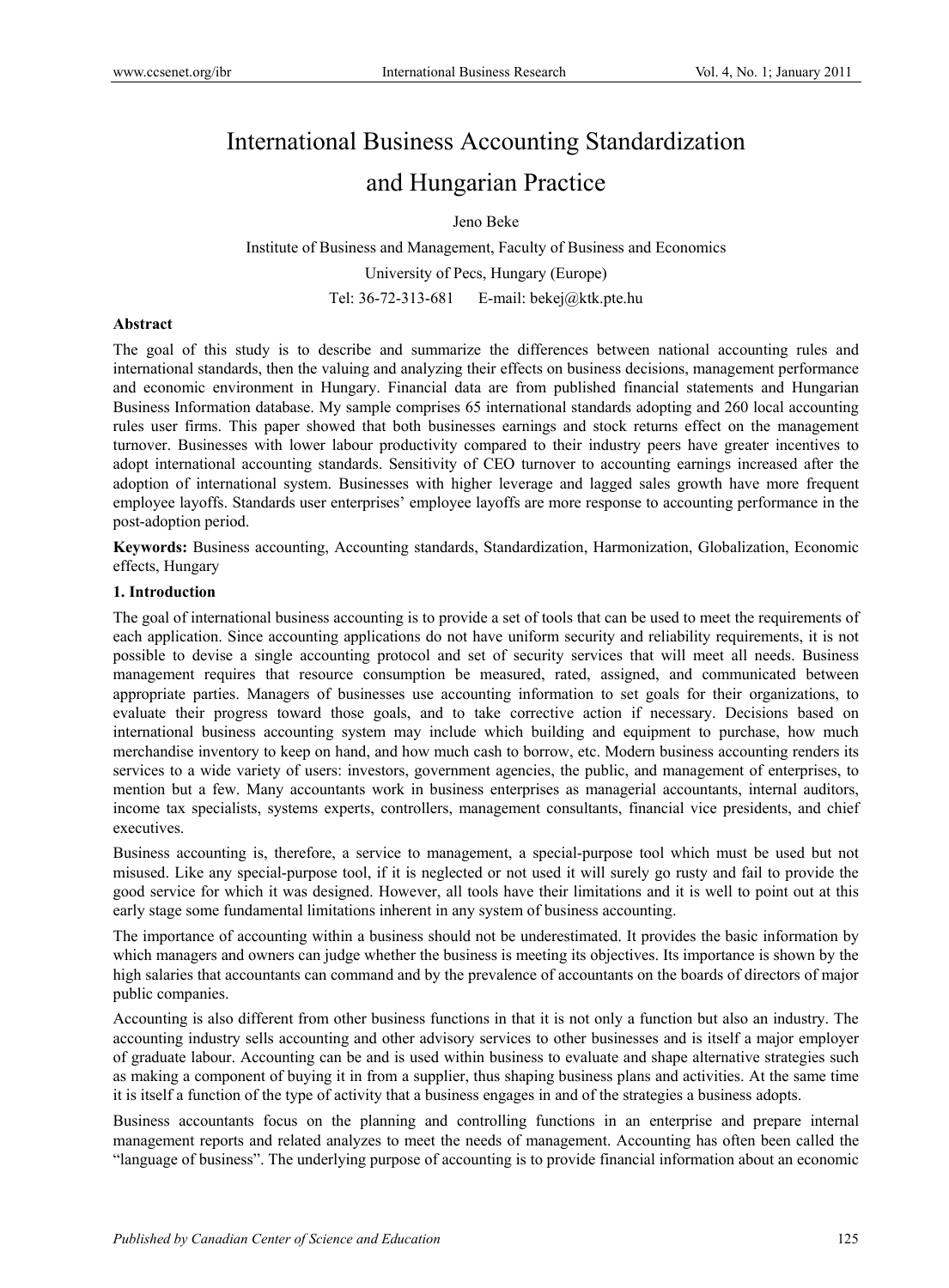# International Business Accounting Standardization and Hungarian Practice

Jeno Beke

Institute of Business and Management, Faculty of Business and Economics

University of Pecs, Hungary (Europe)

Tel: 36-72-313-681 E-mail: bekej@ktk.pte.hu

**Abstract**

The goal of this study is to describe and summarize the differences between national accounting rules and international standards, then the valuing and analyzing their effects on business decisions, management performance and economic environment in Hungary. Financial data are from published financial statements and Hungarian Business Information database. My sample comprises 65 international standards adopting and 260 local accounting rules user firms. This paper showed that both businesses earnings and stock returns effect on the management turnover. Businesses with lower labour productivity compared to their industry peers have greater incentives to adopt international accounting standards. Sensitivity of CEO turnover to accounting earnings increased after the adoption of international system. Businesses with higher leverage and lagged sales growth have more frequent employee layoffs. Standards user enterprises' employee layoffs are more response to accounting performance in the post-adoption period.

**Keywords:** Business accounting, Accounting standards, Standardization, Harmonization, Globalization, Economic effects, Hungary

## 1. Introduction

The goal of international business accounting is to provide a set of tools that can be used to meet the requirements of each application. Since accounting applications do not have uniform security and reliability requirements, it is not possible to devise a single accounting protocol and set of security services that will meet all needs. Business management requires that resource consumption be measured, rated, assigned, and communicated between appropriate parties. Managers of businesses use accounting information to set goals for their organizations, to evaluate their progress toward those goals, and to take corrective action if necessary. Decisions based on international business accounting system may include which building and equipment to purchase, how much merchandise inventory to keep on hand, and how much cash to borrow, etc. Modern business accounting renders its services to a wide variety of users: investors, government agencies, the public, and management of enterprises, to mention but a few. Many accountants work in business enterprises as managerial accountants, internal auditors, income tax specialists, systems experts, controllers, management consultants, financial vice presidents, and chief executives.

Business accounting is, therefore, a service to management, a special-purpose tool which must be used but not misused. Like any special-purpose tool, if it is neglected or not used it will surely go rusty and fail to provide the good service for which it was designed. However, all tools have their limitations and it is well to point out at this early stage some fundamental limitations inherent in any system of business accounting.

The importance of accounting within a business should not be underestimated. It provides the basic information by which managers and owners can judge whether the business is meeting its objectives. Its importance is shown by the high salaries that accountants can command and by the prevalence of accountants on the boards of directors of major public companies.

Accounting is also different from other business functions in that it is not only a function but also an industry. The accounting industry sells accounting and other advisory services to other businesses and is itself a major employer of graduate labour. Accounting can be and is used within business to evaluate and shape alternative strategies such as making a component of buying it in from a supplier, thus shaping business plans and activities. At the same time it is itself a function of the type of activity that a business engages in and of the strategies a business adopts.

Business accountants focus on the planning and controlling functions in an enterprise and prepare internal management reports and related analyzes to meet the needs of management. Accounting has often been called the "language of business". The underlying purpose of accounting is to provide financial information about an economic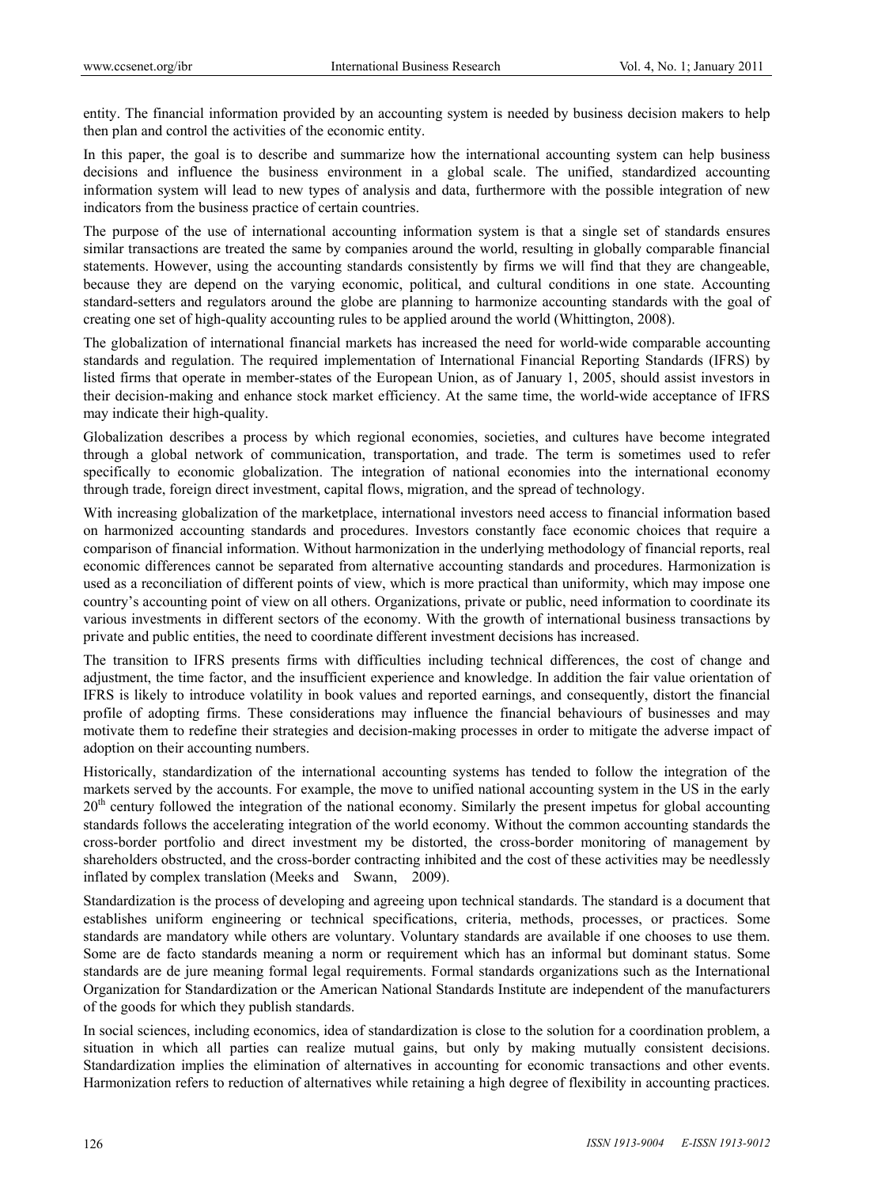entity. The financial information provided by an accounting system is needed by business decision makers to help then plan and control the activities of the economic entity.

In this paper, the goal is to describe and summarize how the international accounting system can help business decisions and influence the business environment in a global scale. The unified, standardized accounting information system will lead to new types of analysis and data, furthermore with the possible integration of new indicators from the business practice of certain countries.

The purpose of the use of international accounting information system is that a single set of standards ensures similar transactions are treated the same by companies around the world, resulting in globally comparable financial statements. However, using the accounting standards consistently by firms we will find that they are changeable, because they are depend on the varying economic, political, and cultural conditions in one state. Accounting standard-setters and regulators around the globe are planning to harmonize accounting standards with the goal of creating one set of high-quality accounting rules to be applied around the world (Whittington, 2008).

The globalization of international financial markets has increased the need for world-wide comparable accounting standards and regulation. The required implementation of International Financial Reporting Standards (IFRS) by listed firms that operate in member-states of the European Union, as of January 1, 2005, should assist investors in their decision-making and enhance stock market efficiency. At the same time, the world-wide acceptance of IFRS may indicate their high-quality.

Globalization describes a process by which regional economies, societies, and cultures have become integrated through a global network of communication, transportation, and trade. The term is sometimes used to refer specifically to economic globalization. The integration of national economies into the international economy through trade, foreign direct investment, capital flows, migration, and the spread of technology.

With increasing globalization of the marketplace, international investors need access to financial information based on harmonized accounting standards and procedures. Investors constantly face economic choices that require a comparison of financial information. Without harmonization in the underlying methodology of financial reports, real economic differences cannot be separated from alternative accounting standards and procedures. Harmonization is used as a reconciliation of different points of view, which is more practical than uniformity, which may impose one country's accounting point of view on all others. Organizations, private or public, need information to coordinate its various investments in different sectors of the economy. With the growth of international business transactions by private and public entities, the need to coordinate different investment decisions has increased.

The transition to IFRS presents firms with difficulties including technical differences, the cost of change and adjustment, the time factor, and the insufficient experience and knowledge. In addition the fair value orientation of IFRS is likely to introduce volatility in book values and reported earnings, and consequently, distort the financial profile of adopting firms. These considerations may influence the financial behaviours of businesses and may motivate them to redefine their strategies and decision-making processes in order to mitigate the adverse impact of adoption on their accounting numbers.

Historically, standardization of the international accounting systems has tended to follow the integration of the markets served by the accounts. For example, the move to unified national accounting system in the US in the early 20th century followed the integration of the national economy. Similarly the present impetus for global accounting standards follows the accelerating integration of the world economy. Without the common accounting standards the cross-border portfolio and direct investment my be distorted, the cross-border monitoring of management by shareholders obstructed, and the cross-border contracting inhibited and the cost of these activities may be needlessly inflated by complex translation (Meeks and Swann, 2009).

Standardization is the process of developing and agreeing upon technical standards. The standard is a document that establishes uniform engineering or technical specifications, criteria, methods, processes, or practices. Some standards are mandatory while others are voluntary. Voluntary standards are available if one chooses to use them. Some are de facto standards meaning a norm or requirement which has an informal but dominant status. Some standards are de jure meaning formal legal requirements. Formal standards organizations such as the International Organization for Standardization or the American National Standards Institute are independent of the manufacturers of the goods for which they publish standards.

In social sciences, including economics, idea of standardization is close to the solution for a coordination problem, a situation in which all parties can realize mutual gains, but only by making mutually consistent decisions. Standardization implies the elimination of alternatives in accounting for economic transactions and other events. Harmonization refers to reduction of alternatives while retaining a high degree of flexibility in accounting practices.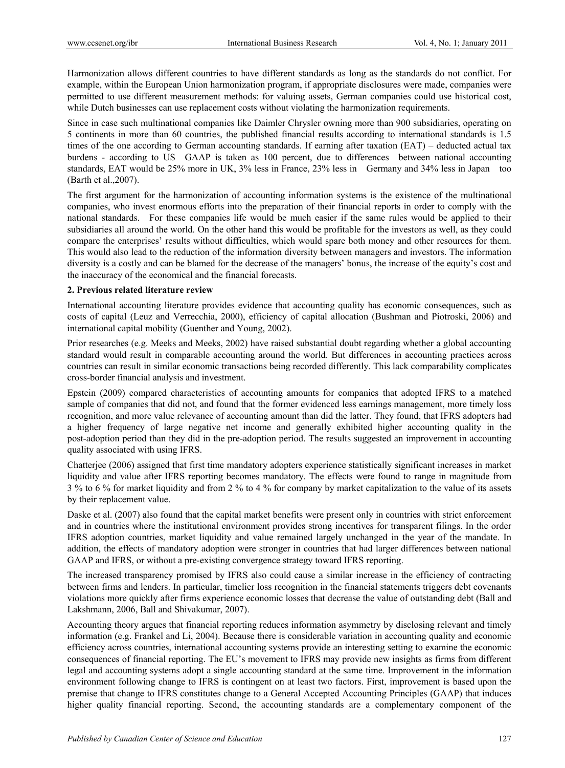Harmonization allows different countries to have different standards as long as the standards do not conflict. For example, within the European Union harmonization program, if appropriate disclosures were made, companies were permitted to use different measurement methods: for valuing assets, German companies could use historical cost, while Dutch businesses can use replacement costs without violating the harmonization requirements.

Since in case such multinational companies like Daimler Chrysler owning more than 900 subsidiaries, operating on 5 continents in more than 60 countries, the published financial results according to international standards is 1.5 times of the one according to German accounting standards. If earning after taxation (EAT) – deducted actual tax burdens - according to US GAAP is taken as 100 percent, due to differences between national accounting standards, EAT would be 25% more in UK, 3% less in France, 23% less in Germany and 34% less in Japan too (Barth et al.,2007).

The first argument for the harmonization of accounting information systems is the existence of the multinational companies, who invest enormous efforts into the preparation of their financial reports in order to comply with the national standards. For these companies life would be much easier if the same rules would be applied to their subsidiaries all around the world. On the other hand this would be profitable for the investors as well, as they could compare the enterprises' results without difficulties, which would spare both money and other resources for them. This would also lead to the reduction of the information diversity between managers and investors. The information diversity is a costly and can be blamed for the decrease of the managers' bonus, the increase of the equity's cost and the inaccuracy of the economical and the financial forecasts.

## 2. Previous related literature review

International accounting literature provides evidence that accounting quality has economic consequences, such as costs of capital (Leuz and Verrecchia, 2000), efficiency of capital allocation (Bushman and Piotroski, 2006) and international capital mobility (Guenther and Young, 2002).

Prior researches (e.g. Meeks and Meeks, 2002) have raised substantial doubt regarding whether a global accounting standard would result in comparable accounting around the world. But differences in accounting practices across countries can result in similar economic transactions being recorded differently. This lack comparability complicates cross-border financial analysis and investment.

Epstein (2009) compared characteristics of accounting amounts for companies that adopted IFRS to a matched sample of companies that did not, and found that the former evidenced less earnings management, more timely loss recognition, and more value relevance of accounting amount than did the latter. They found, that IFRS adopters had a higher frequency of large negative net income and generally exhibited higher accounting quality in the post-adoption period than they did in the pre-adoption period. The results suggested an improvement in accounting quality associated with using IFRS.

Chatterjee (2006) assigned that first time mandatory adopters experience statistically significant increases in market liquidity and value after IFRS reporting becomes mandatory. The effects were found to range in magnitude from 3 % to 6 % for market liquidity and from 2 % to 4 % for company by market capitalization to the value of its assets by their replacement value.

Daske et al. (2007) also found that the capital market benefits were present only in countries with strict enforcement and in countries where the institutional environment provides strong incentives for transparent filings. In the order IFRS adoption countries, market liquidity and value remained largely unchanged in the year of the mandate. In addition, the effects of mandatory adoption were stronger in countries that had larger differences between national GAAP and IFRS, or without a pre-existing convergence strategy toward IFRS reporting.

The increased transparency promised by IFRS also could cause a similar increase in the efficiency of contracting between firms and lenders. In particular, timelier loss recognition in the financial statements triggers debt covenants violations more quickly after firms experience economic losses that decrease the value of outstanding debt (Ball and Lakshmann, 2006, Ball and Shivakumar, 2007).

Accounting theory argues that financial reporting reduces information asymmetry by disclosing relevant and timely information (e.g. Frankel and Li, 2004). Because there is considerable variation in accounting quality and economic efficiency across countries, international accounting systems provide an interesting setting to examine the economic consequences of financial reporting. The EU's movement to IFRS may provide new insights as firms from different legal and accounting systems adopt a single accounting standard at the same time. Improvement in the information environment following change to IFRS is contingent on at least two factors. First, improvement is based upon the premise that change to IFRS constitutes change to a General Accepted Accounting Principles (GAAP) that induces higher quality financial reporting. Second, the accounting standards are a complementary component of the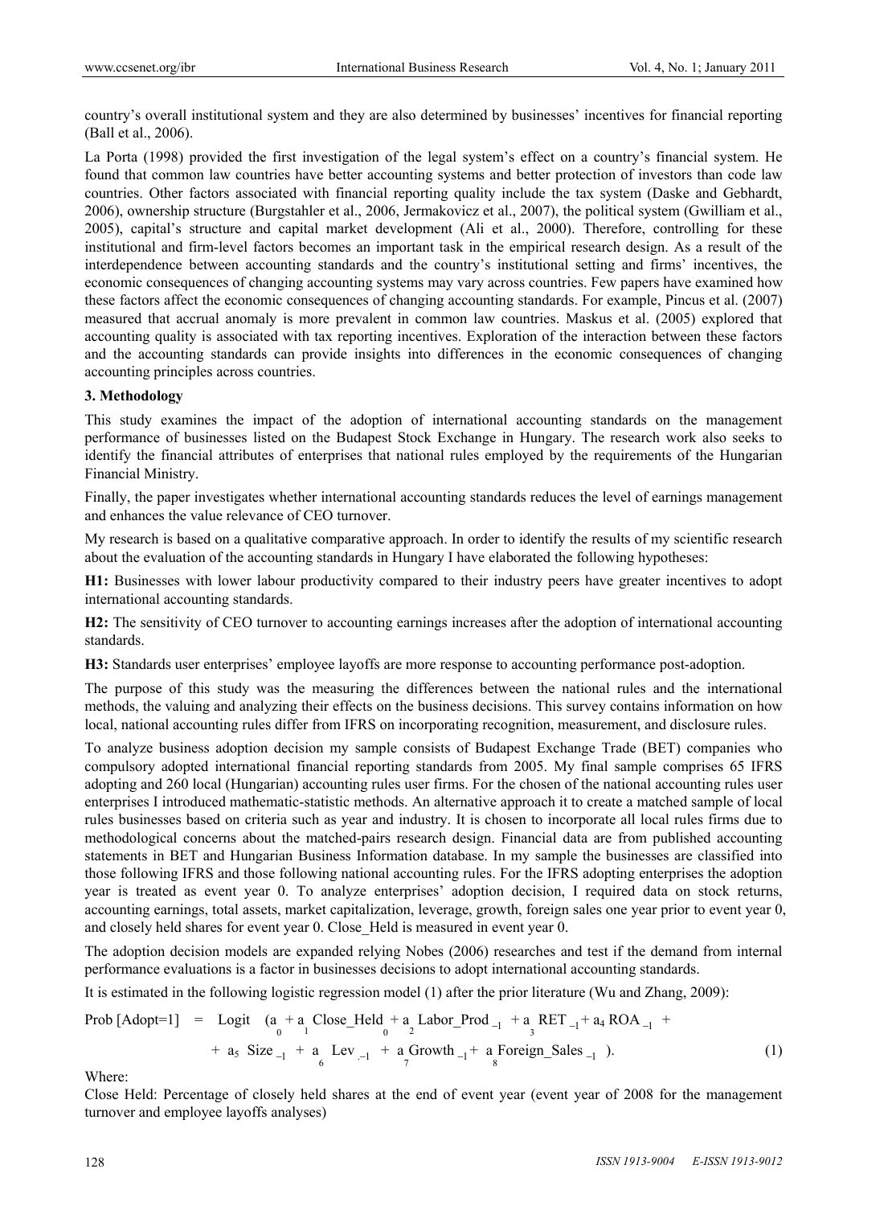country's overall institutional system and they are also determined by businesses' incentives for financial reporting (Ball et al., 2006).

La Porta (1998) provided the first investigation of the legal system's effect on a country's financial system. He found that common law countries have better accounting systems and better protection of investors than code law countries. Other factors associated with financial reporting quality include the tax system (Daske and Gebhardt, 2006), ownership structure (Burgstahler et al., 2006, Jermakovicz et al., 2007), the political system (Gwilliam et al., 2005), capital's structure and capital market development (Ali et al., 2000). Therefore, controlling for these institutional and firm-level factors becomes an important task in the empirical research design. As a result of the interdependence between accounting standards and the country's institutional setting and firms' incentives, the economic consequences of changing accounting systems may vary across countries. Few papers have examined how these factors affect the economic consequences of changing accounting standards. For example, Pincus et al. (2007) measured that accrual anomaly is more prevalent in common law countries. Maskus et al. (2005) explored that accounting quality is associated with tax reporting incentives. Exploration of the interaction between these factors and the accounting standards can provide insights into differences in the economic consequences of changing accounting principles across countries.

## 3. Methodology

This study examines the impact of the adoption of international accounting standards on the management performance of businesses listed on the Budapest Stock Exchange in Hungary. The research work also seeks to identify the financial attributes of enterprises that national rules employed by the requirements of the Hungarian Financial Ministry.

Finally, the paper investigates whether international accounting standards reduces the level of earnings management and enhances the value relevance of CEO turnover.

My research is based on a qualitative comparative approach. In order to identify the results of my scientific research about the evaluation of the accounting standards in Hungary I have elaborated the following hypotheses:

**H1:** Businesses with lower labour productivity compared to their industry peers have greater incentives to adopt international accounting standards.

**H2:** The sensitivity of CEO turnover to accounting earnings increases after the adoption of international accounting standards.

**H3:** Standards user enterprises' employee layoffs are more response to accounting performance post-adoption.

The purpose of this study was the measuring the differences between the national rules and the international methods, the valuing and analyzing their effects on the business decisions. This survey contains information on how local, national accounting rules differ from IFRS on incorporating recognition, measurement, and disclosure rules.

To analyze business adoption decision my sample consists of Budapest Exchange Trade (BET) companies who compulsory adopted international financial reporting standards from 2005. My final sample comprises 65 IFRS adopting and 260 local (Hungarian) accounting rules user firms. For the chosen of the national accounting rules user enterprises I introduced mathematic-statistic methods. An alternative approach it to create a matched sample of local rules businesses based on criteria such as year and industry. It is chosen to incorporate all local rules firms due to methodological concerns about the matched-pairs research design. Financial data are from published accounting statements in BET and Hungarian Business Information database. In my sample the businesses are classified into those following IFRS and those following national accounting rules. For the IFRS adopting enterprises the adoption year is treated as event year 0. To analyze enterprises' adoption decision, I required data on stock returns, accounting earnings, total assets, market capitalization, leverage, growth, foreign sales one year prior to event year 0, and closely held shares for event year 0. Close_Held is measured in event year 0.

The adoption decision models are expanded relying Nobes (2006) researches and test if the demand from internal performance evaluations is a factor in businesses decisions to adopt international accounting standards.

It is estimated in the following logistic regression model (1) after the prior literature (Wu and Zhang, 2009):

$$\text{Prob [Adopt=1]} = \text{Logit}\ (a_0 + a_1\ \text{Close\_Held}_0 + a_2\ \text{Labor\_Prod}_{-1} + a_3\ \text{RET}_{-1} + a_4\ \text{ROA}_{-1} + a_5\ \text{Size}_{-1} + a_6\ \text{Lev}_{-1} + a_7\ \text{Growth}_{-1} + a_8\ \text{Foreign\_Sales}_{-1}). \quad (1)$$

Where:

Close Held: Percentage of closely held shares at the end of event year (event year of 2008 for the management turnover and employee layoffs analyses)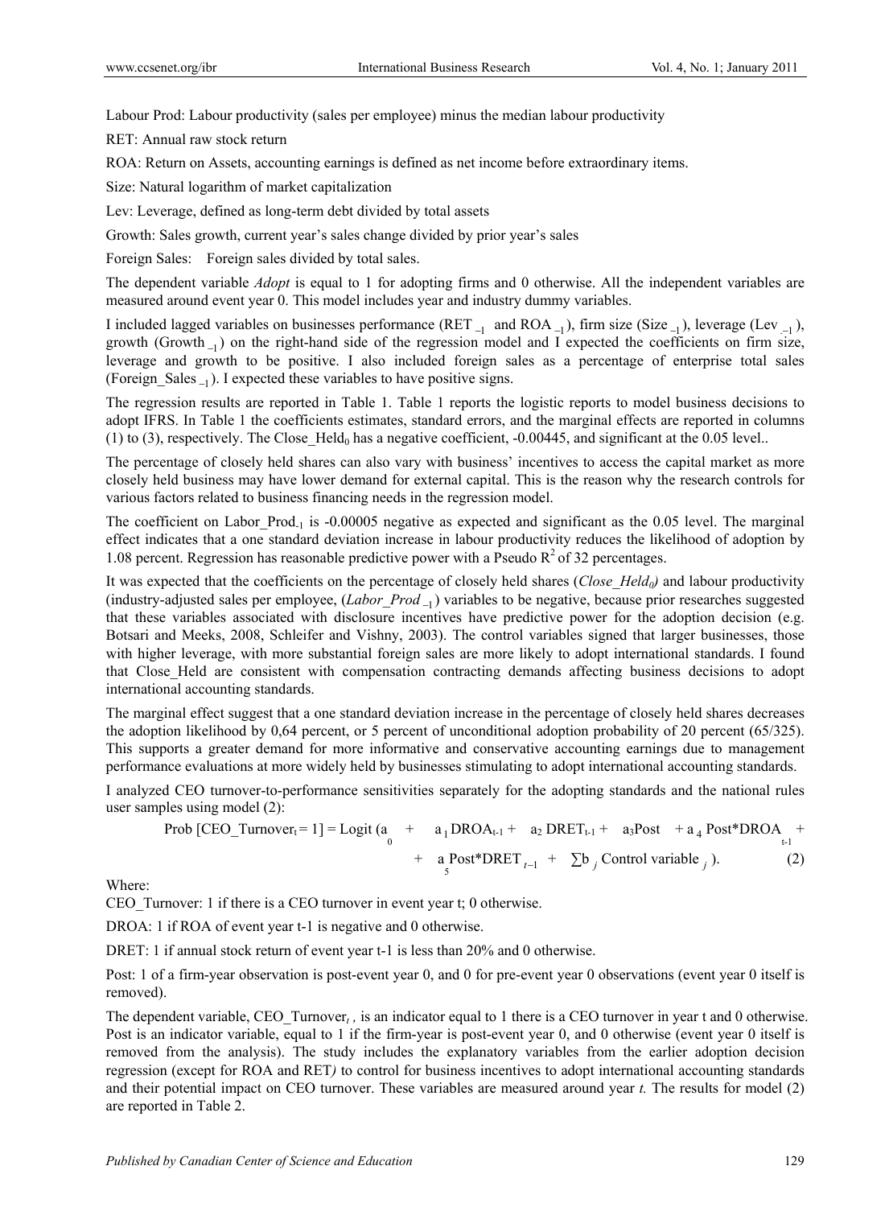Labour Prod: Labour productivity (sales per employee) minus the median labour productivity

RET: Annual raw stock return

ROA: Return on Assets, accounting earnings is defined as net income before extraordinary items.

Size: Natural logarithm of market capitalization

Lev: Leverage, defined as long-term debt divided by total assets

Growth: Sales growth, current year's sales change divided by prior year's sales

Foreign Sales: Foreign sales divided by total sales.

The dependent variable *Adopt* is equal to 1 for adopting firms and 0 otherwise. All the independent variables are measured around event year 0. This model includes year and industry dummy variables.

I included lagged variables on businesses performance ($RET_{-1}$ and $ROA_{-1}$), firm size ($Size_{-1}$), leverage ($Lev_{-1}$), growth ($Growth_{-1}$) on the right-hand side of the regression model and I expected the coefficients on firm size, leverage and growth to be positive. I also included foreign sales as a percentage of enterprise total sales ($Foreign\_Sales_{-1}$). I expected these variables to have positive signs.

The regression results are reported in Table 1. Table 1 reports the logistic reports to model business decisions to adopt IFRS. In Table 1 the coefficients estimates, standard errors, and the marginal effects are reported in columns (1) to (3), respectively. The $Close\_Held_0$ has a negative coefficient, -0.00445, and significant at the 0.05 level..

The percentage of closely held shares can also vary with business' incentives to access the capital market as more closely held business may have lower demand for external capital. This is the reason why the research controls for various factors related to business financing needs in the regression model.

The coefficient on $Labor\_Prod_{-1}$ is -0.00005 negative as expected and significant as the 0.05 level. The marginal effect indicates that a one standard deviation increase in labour productivity reduces the likelihood of adoption by 1.08 percent. Regression has reasonable predictive power with a Pseudo $R^2$ of 32 percentages.

It was expected that the coefficients on the percentage of closely held shares (*$Close\_Held_0$*) and labour productivity (industry-adjusted sales per employee, (*$Labor\_Prod_{-1}$*) variables to be negative, because prior researches suggested that these variables associated with disclosure incentives have predictive power for the adoption decision (e.g. Botsari and Meeks, 2008, Schleifer and Vishny, 2003). The control variables signed that larger businesses, those with higher leverage, with more substantial foreign sales are more likely to adopt international standards. I found that Close_Held are consistent with compensation contracting demands affecting business decisions to adopt international accounting standards.

The marginal effect suggest that a one standard deviation increase in the percentage of closely held shares decreases the adoption likelihood by 0,64 percent, or 5 percent of unconditional adoption probability of 20 percent (65/325). This supports a greater demand for more informative and conservative accounting earnings due to management performance evaluations at more widely held by businesses stimulating to adopt international accounting standards.

I analyzed CEO turnover-to-performance sensitivities separately for the adopting standards and the national rules user samples using model (2):

$$\text{Prob}\,[CEO\_Turnover_t = 1] = \text{Logit}\,(a_0 + a_1 DROA_{t-1} + a_2 DRET_{t-1} + a_3 Post + a_4 Post{*}DROA_{t-1} + a_5 Post{*}DRET_{t-1} + \sum b_j \text{ Control variable}_j). \quad (2)$$

Where:

CEO_Turnover: 1 if there is a CEO turnover in event year t; 0 otherwise.

DROA: 1 if ROA of event year t-1 is negative and 0 otherwise.

DRET: 1 if annual stock return of event year t-1 is less than 20% and 0 otherwise.

Post: 1 of a firm-year observation is post-event year 0, and 0 for pre-event year 0 observations (event year 0 itself is removed).

The dependent variable, $CEO\_Turnover_t$, is an indicator equal to 1 there is a CEO turnover in year t and 0 otherwise. Post is an indicator variable, equal to 1 if the firm-year is post-event year 0, and 0 otherwise (event year 0 itself is removed from the analysis). The study includes the explanatory variables from the earlier adoption decision regression (except for ROA and RET*)* to control for business incentives to adopt international accounting standards and their potential impact on CEO turnover. These variables are measured around year *t*. The results for model (2) are reported in Table 2.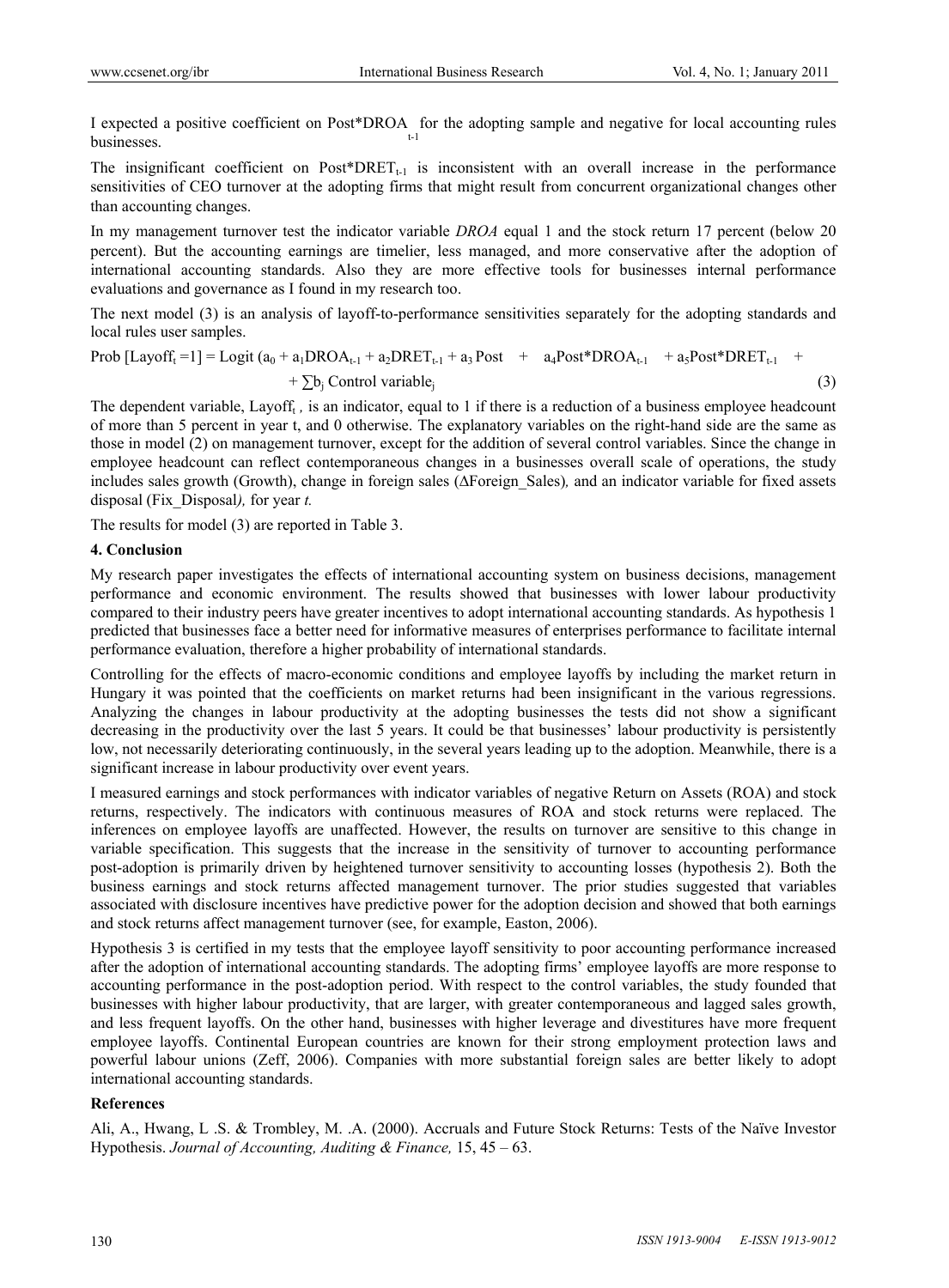I expected a positive coefficient on Post*$DROA_{t-1}$ for the adopting sample and negative for local accounting rules businesses.

The insignificant coefficient on Post*$DRET_{t-1}$ is inconsistent with an overall increase in the performance sensitivities of CEO turnover at the adopting firms that might result from concurrent organizational changes other than accounting changes.

In my management turnover test the indicator variable *DROA* equal 1 and the stock return 17 percent (below 20 percent). But the accounting earnings are timelier, less managed, and more conservative after the adoption of international accounting standards. Also they are more effective tools for businesses internal performance evaluations and governance as I found in my research too.

The next model (3) is an analysis of layoff-to-performance sensitivities separately for the adopting standards and local rules user samples.

$$\text{Prob}\,[\text{Layoff}_t = 1] = \text{Logit}\,(a_0 + a_1 DROA_{t-1} + a_2 DRET_{t-1} + a_3\,\text{Post} + a_4\,\text{Post}{*}DROA_{t-1} + a_5\,\text{Post}{*}DRET_{t-1} + \textstyle\sum b_j\,\text{Control variable}_j \tag{3}$$

The dependent variable, $\text{Layoff}_t$, is an indicator, equal to 1 if there is a reduction of a business employee headcount of more than 5 percent in year t, and 0 otherwise. The explanatory variables on the right-hand side are the same as those in model (2) on management turnover, except for the addition of several control variables. Since the change in employee headcount can reflect contemporaneous changes in a businesses overall scale of operations, the study includes sales growth (Growth), change in foreign sales (ΔForeign_Sales)*,* and an indicator variable for fixed assets disposal (Fix_Disposal*),* for year *t.*

The results for model (3) are reported in Table 3.

## 4. Conclusion

My research paper investigates the effects of international accounting system on business decisions, management performance and economic environment. The results showed that businesses with lower labour productivity compared to their industry peers have greater incentives to adopt international accounting standards. As hypothesis 1 predicted that businesses face a better need for informative measures of enterprises performance to facilitate internal performance evaluation, therefore a higher probability of international standards.

Controlling for the effects of macro-economic conditions and employee layoffs by including the market return in Hungary it was pointed that the coefficients on market returns had been insignificant in the various regressions. Analyzing the changes in labour productivity at the adopting businesses the tests did not show a significant decreasing in the productivity over the last 5 years. It could be that businesses' labour productivity is persistently low, not necessarily deteriorating continuously, in the several years leading up to the adoption. Meanwhile, there is a significant increase in labour productivity over event years.

I measured earnings and stock performances with indicator variables of negative Return on Assets (ROA) and stock returns, respectively. The indicators with continuous measures of ROA and stock returns were replaced. The inferences on employee layoffs are unaffected. However, the results on turnover are sensitive to this change in variable specification. This suggests that the increase in the sensitivity of turnover to accounting performance post-adoption is primarily driven by heightened turnover sensitivity to accounting losses (hypothesis 2). Both the business earnings and stock returns affected management turnover. The prior studies suggested that variables associated with disclosure incentives have predictive power for the adoption decision and showed that both earnings and stock returns affect management turnover (see, for example, Easton, 2006).

Hypothesis 3 is certified in my tests that the employee layoff sensitivity to poor accounting performance increased after the adoption of international accounting standards. The adopting firms' employee layoffs are more response to accounting performance in the post-adoption period. With respect to the control variables, the study founded that businesses with higher labour productivity, that are larger, with greater contemporaneous and lagged sales growth, and less frequent layoffs. On the other hand, businesses with higher leverage and divestitures have more frequent employee layoffs. Continental European countries are known for their strong employment protection laws and powerful labour unions (Zeff, 2006). Companies with more substantial foreign sales are better likely to adopt international accounting standards.

## References

Ali, A., Hwang, L .S. & Trombley, M. .A. (2000). Accruals and Future Stock Returns: Tests of the Naïve Investor Hypothesis. *Journal of Accounting, Auditing & Finance,* 15, 45 – 63.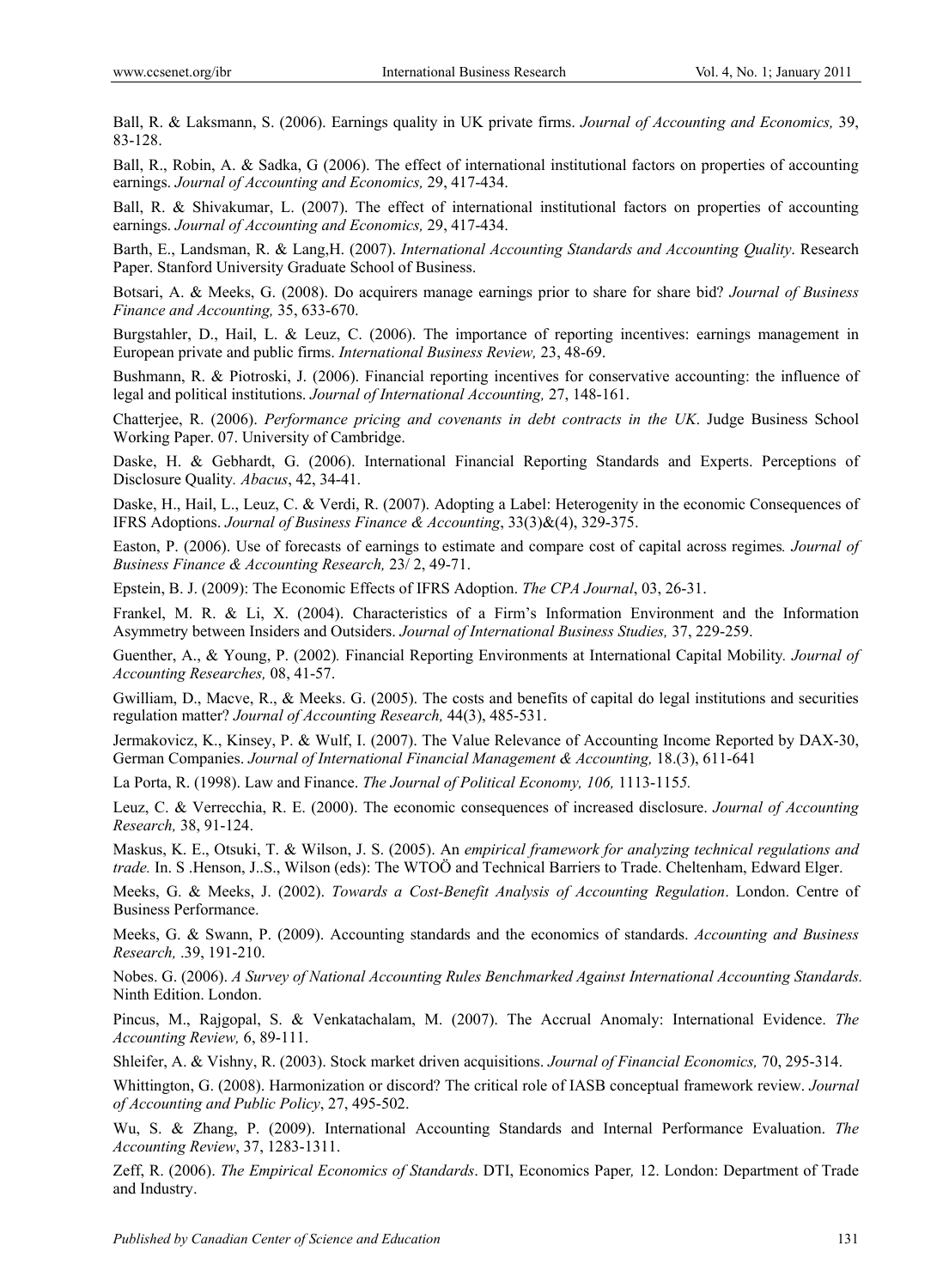Ball, R. & Laksmann, S. (2006). Earnings quality in UK private firms. *Journal of Accounting and Economics,* 39, 83-128.

Ball, R., Robin, A. & Sadka, G (2006). The effect of international institutional factors on properties of accounting earnings. *Journal of Accounting and Economics,* 29, 417-434.

Ball, R. & Shivakumar, L. (2007). The effect of international institutional factors on properties of accounting earnings. *Journal of Accounting and Economics,* 29, 417-434.

Barth, E., Landsman, R. & Lang,H. (2007). *International Accounting Standards and Accounting Quality*. Research Paper. Stanford University Graduate School of Business.

Botsari, A. & Meeks, G. (2008). Do acquirers manage earnings prior to share for share bid? *Journal of Business Finance and Accounting,* 35, 633-670.

Burgstahler, D., Hail, L. & Leuz, C. (2006). The importance of reporting incentives: earnings management in European private and public firms. *International Business Review,* 23, 48-69.

Bushmann, R. & Piotroski, J. (2006). Financial reporting incentives for conservative accounting: the influence of legal and political institutions. *Journal of International Accounting,* 27, 148-161.

Chatterjee, R. (2006). *Performance pricing and covenants in debt contracts in the UK*. Judge Business School Working Paper. 07. University of Cambridge.

Daske, H. & Gebhardt, G. (2006). International Financial Reporting Standards and Experts. Perceptions of Disclosure Quality*. Abacus*, 42, 34-41.

Daske, H., Hail, L., Leuz, C. & Verdi, R. (2007). Adopting a Label: Heterogenity in the economic Consequences of IFRS Adoptions. *Journal of Business Finance & Accounting*, 33(3)&(4), 329-375.

Easton, P. (2006). Use of forecasts of earnings to estimate and compare cost of capital across regimes*. Journal of Business Finance & Accounting Research,* 23/ 2, 49-71.

Epstein, B. J. (2009): The Economic Effects of IFRS Adoption. *The CPA Journal*, 03, 26-31.

Frankel, M. R. & Li, X. (2004). Characteristics of a Firm's Information Environment and the Information Asymmetry between Insiders and Outsiders. *Journal of International Business Studies,* 37, 229-259.

Guenther, A., & Young, P. (2002)*.* Financial Reporting Environments at International Capital Mobility*. Journal of Accounting Researches,* 08, 41-57.

Gwilliam, D., Macve, R., & Meeks. G. (2005). The costs and benefits of capital do legal institutions and securities regulation matter? *Journal of Accounting Research,* 44(3), 485-531.

Jermakovicz, K., Kinsey, P. & Wulf, I. (2007). The Value Relevance of Accounting Income Reported by DAX-30, German Companies. *Journal of International Financial Management & Accounting,* 18.(3), 611-641

La Porta, R. (1998). Law and Finance. *The Journal of Political Economy, 106,* 1113-115*5.*

Leuz, C. & Verrecchia, R. E. (2000). The economic consequences of increased disclosure. *Journal of Accounting Research,* 38, 91-124.

Maskus, K. E., Otsuki, T. & Wilson, J. S. (2005). An *empirical framework for analyzing technical regulations and trade.* In. S .Henson, J..S., Wilson (eds): The WTOÖ and Technical Barriers to Trade. Cheltenham, Edward Elger.

Meeks, G. & Meeks, J. (2002). *Towards a Cost-Benefit Analysis of Accounting Regulation*. London. Centre of Business Performance.

Meeks, G. & Swann, P. (2009). Accounting standards and the economics of standards. *Accounting and Business Research,* .39, 191-210.

Nobes. G. (2006). *A Survey of National Accounting Rules Benchmarked Against International Accounting Standards.* Ninth Edition. London.

Pincus, M., Rajgopal, S. & Venkatachalam, M. (2007). The Accrual Anomaly: International Evidence. *The Accounting Review,* 6, 89-111.

Shleifer, A. & Vishny, R. (2003). Stock market driven acquisitions. *Journal of Financial Economics,* 70, 295-314.

Whittington, G. (2008). Harmonization or discord? The critical role of IASB conceptual framework review. *Journal of Accounting and Public Policy*, 27, 495-502.

Wu, S. & Zhang, P. (2009). International Accounting Standards and Internal Performance Evaluation. *The Accounting Review*, 37, 1283-1311.

Zeff, R. (2006). *The Empirical Economics of Standards*. DTI, Economics Paper*,* 12. London: Department of Trade and Industry.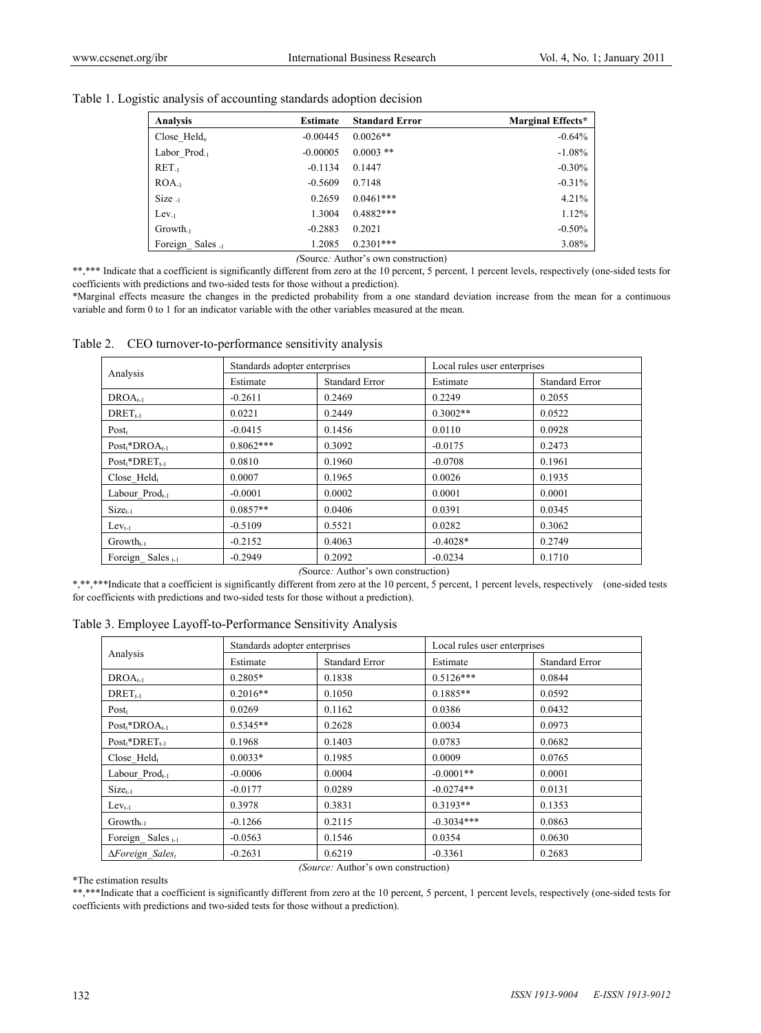Table 1. Logistic analysis of accounting standards adoption decision

| Analysis | Estimate | Standard Error | Marginal Effects* |
|---|---|---|---|
| $Close\_Held_o$ | -0.00445 | 0.0026** | -0.64% |
| $Labor\_Prod_{-1}$ | -0.00005 | 0.0003 ** | -1.08% |
| $RET_{-1}$ | -0.1134 | 0.1447 | -0.30% |
| $ROA_{-1}$ | -0.5609 | 0.7148 | -0.31% |
| $Size_{-1}$ | 0.2659 | 0.0461*** | 4.21% |
| $Lev_{-1}$ | 1.3004 | 0.4882*** | 1.12% |
| $Growth_{-1}$ | -0.2883 | 0.2021 | -0.50% |
| $Foreign\_Sales_{-1}$ | 1.2085 | 0.2301*** | 3.08% |

*(Source: Author's own construction)*

**,*** Indicate that a coefficient is significantly different from zero at the 10 percent, 5 percent, 1 percent levels, respectively (one-sided tests for coefficients with predictions and two-sided tests for those without a prediction).

*Marginal effects measure the changes in the predicted probability from a one standard deviation increase from the mean for a continuous variable and form 0 to 1 for an indicator variable with the other variables measured at the mean.

Table 2. CEO turnover-to-performance sensitivity analysis

| Analysis | Standards adopter enterprises | | Local rules user enterprises | |
|---|---|---|---|---|
| | Estimate | Standard Error | Estimate | Standard Error |
| $DROA_{t-1}$ | -0.2611 | 0.2469 | 0.2249 | 0.2055 |
| $DRET_{t-1}$ | 0.0221 | 0.2449 | 0.3002** | 0.0522 |
| $Post_t$ | -0.0415 | 0.1456 | 0.0110 | 0.0928 |
| $Post_t*DROA_{t-1}$ | 0.8062*** | 0.3092 | -0.0175 | 0.2473 |
| $Post_t*DRET_{t-1}$ | 0.0810 | 0.1960 | -0.0708 | 0.1961 |
| $Close\_Held_t$ | 0.0007 | 0.1965 | 0.0026 | 0.1935 |
| $Labour\_Prod_{t-1}$ | -0.0001 | 0.0002 | 0.0001 | 0.0001 |
| $Size_{t-1}$ | 0.0857** | 0.0406 | 0.0391 | 0.0345 |
| $Lev_{t-1}$ | -0.5109 | 0.5521 | 0.0282 | 0.3062 |
| $Growth_{t-1}$ | -0.2152 | 0.4063 | -0.4028* | 0.2749 |
| $Foreign\_Sales_{t-1}$ | -0.2949 | 0.2092 | -0.0234 | 0.1710 |

*(Source: Author's own construction)*

*,**,***Indicate that a coefficient is significantly different from zero at the 10 percent, 5 percent, 1 percent levels, respectively (one-sided tests for coefficients with predictions and two-sided tests for those without a prediction).

Table 3. Employee Layoff-to-Performance Sensitivity Analysis

| Analysis | Standards adopter enterprises | | Local rules user enterprises | |
|---|---|---|---|---|
| | Estimate | Standard Error | Estimate | Standard Error |
| $DROA_{t-1}$ | 0.2805* | 0.1838 | 0.5126*** | 0.0844 |
| $DRET_{t-1}$ | 0.2016** | 0.1050 | 0.1885** | 0.0592 |
| $Post_t$ | 0.0269 | 0.1162 | 0.0386 | 0.0432 |
| $Post_t*DROA_{t-1}$ | 0.5345** | 0.2628 | 0.0034 | 0.0973 |
| $Post_t*DRET_{t-1}$ | 0.1968 | 0.1403 | 0.0783 | 0.0682 |
| $Close\_Held_t$ | 0.0033* | 0.1985 | 0.0009 | 0.0765 |
| $Labour\_Prod_{t-1}$ | -0.0006 | 0.0004 | -0.0001** | 0.0001 |
| $Size_{t-1}$ | -0.0177 | 0.0289 | -0.0274** | 0.0131 |
| $Lev_{t-1}$ | 0.3978 | 0.3831 | 0.3193** | 0.1353 |
| $Growth_{t-1}$ | -0.1266 | 0.2115 | -0.3034*** | 0.0863 |
| $Foreign\_Sales_{t-1}$ | -0.0563 | 0.1546 | 0.0354 | 0.0630 |
| $\Delta Foreign\_Sales_t$ | -0.2631 | 0.6219 | -0.3361 | 0.2683 |

*(Source: Author's own construction)*

*The estimation results

**,***Indicate that a coefficient is significantly different from zero at the 10 percent, 5 percent, 1 percent levels, respectively (one-sided tests for coefficients with predictions and two-sided tests for those without a prediction).